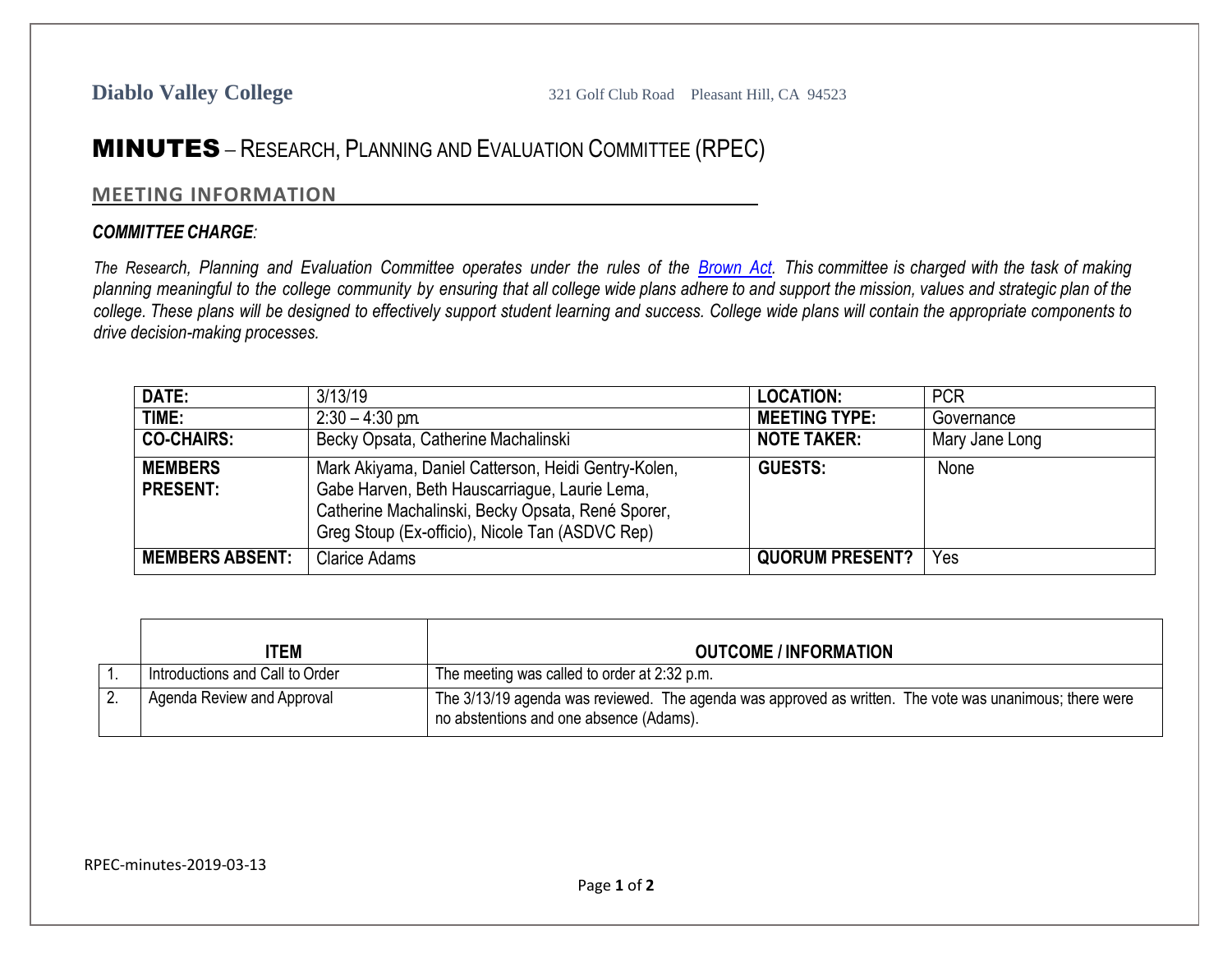**Diablo Valley College** 321 Golf Club Road Pleasant Hill, CA 94523

# MINUTES – RESEARCH, PLANNING AND EVALUATION COMMITTEE (RPEC)

## MEETING INFORMATION

***COMMITTEE CHARGE**:*

*The Research, Planning and Evaluation Committee operates under the rules of the [Brown Act](). This committee is charged with the task of making planning meaningful to the college community by ensuring that all college wide plans adhere to and support the mission, values and strategic plan of the college. These plans will be designed to effectively support student learning and success. College wide plans will contain the appropriate components to drive decision-making processes.*

| | | | |
|---|---|---|---|
| **DATE:** | 3/13/19 | **LOCATION:** | PCR |
| **TIME:** | 2:30 – 4:30 pm | **MEETING TYPE:** | Governance |
| **CO-CHAIRS:** | Becky Opsata, Catherine Machalinski | **NOTE TAKER:** | Mary Jane Long |
| **MEMBERS PRESENT:** | Mark Akiyama, Daniel Catterson, Heidi Gentry-Kolen, Gabe Harven, Beth Hauscarriague, Laurie Lema, Catherine Machalinski, Becky Opsata, René Sporer, Greg Stoup (Ex-officio), Nicole Tan (ASDVC Rep) | **GUESTS:** | None |
| **MEMBERS ABSENT:** | Clarice Adams | **QUORUM PRESENT?** | Yes |

| | **ITEM** | **OUTCOME / INFORMATION** |
|---|---|---|
| 1. | Introductions and Call to Order | The meeting was called to order at 2:32 p.m. |
| 2. | Agenda Review and Approval | The 3/13/19 agenda was reviewed. The agenda was approved as written. The vote was unanimous; there were no abstentions and one absence (Adams). |

RPEC-minutes-2019-03-13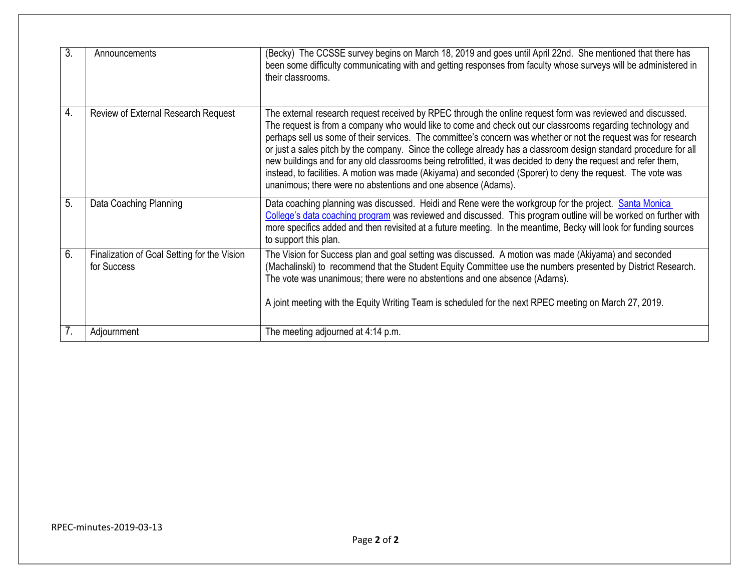| | | |
|---|---|---|
| 3. | Announcements | (Becky) The CCSSE survey begins on March 18, 2019 and goes until April 22nd. She mentioned that there has been some difficulty communicating with and getting responses from faculty whose surveys will be administered in their classrooms. |
| 4. | Review of External Research Request | The external research request received by RPEC through the online request form was reviewed and discussed. The request is from a company who would like to come and check out our classrooms regarding technology and perhaps sell us some of their services. The committee's concern was whether or not the request was for research or just a sales pitch by the company. Since the college already has a classroom design standard procedure for all new buildings and for any old classrooms being retrofitted, it was decided to deny the request and refer them, instead, to facilities. A motion was made (Akiyama) and seconded (Sporer) to deny the request. The vote was unanimous; there were no abstentions and one absence (Adams). |
| 5. | Data Coaching Planning | Data coaching planning was discussed. Heidi and Rene were the workgroup for the project. Santa Monica College's data coaching program was reviewed and discussed. This program outline will be worked on further with more specifics added and then revisited at a future meeting. In the meantime, Becky will look for funding sources to support this plan. |
| 6. | Finalization of Goal Setting for the Vision for Success | The Vision for Success plan and goal setting was discussed. A motion was made (Akiyama) and seconded (Machalinski) to recommend that the Student Equity Committee use the numbers presented by District Research. The vote was unanimous; there were no abstentions and one absence (Adams).<br><br>A joint meeting with the Equity Writing Team is scheduled for the next RPEC meeting on March 27, 2019. |
| 7. | Adjournment | The meeting adjourned at 4:14 p.m. |

RPEC-minutes-2019-03-13